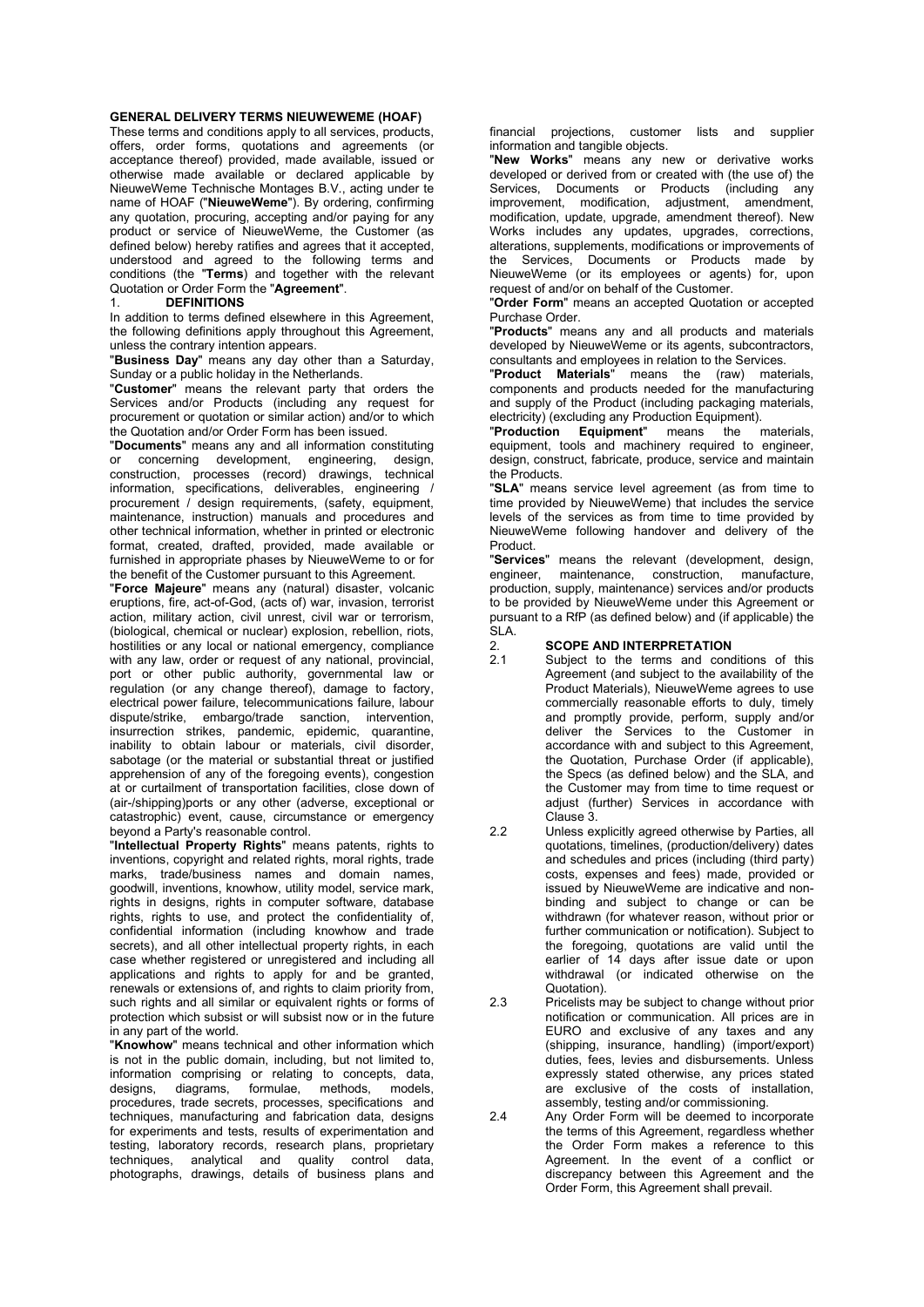**GENERAL DELIVERY TERMS NIEUWEWEME (HOAF)**

These terms and conditions apply to all services, products, offers, order forms, quotations and agreements (or acceptance thereof) provided, made available, issued or otherwise made available or declared applicable by NieuweWeme Technische Montages B.V., acting under te name of HOAF ("**NieuweWeme**"). By ordering, confirming any quotation, procuring, accepting and/or paying for any product or service of NieuweWeme, the Customer (as defined below) hereby ratifies and agrees that it accepted, understood and agreed to the following terms and conditions (the "**Terms**) and together with the relevant Quotation or Order Form the "**Agreement**".

1. **DEFINITIONS**

In addition to terms defined elsewhere in this Agreement, the following definitions apply throughout this Agreement, unless the contrary intention appears.

"**Business Day**" means any day other than a Saturday, Sunday or a public holiday in the Netherlands.

"**Customer**" means the relevant party that orders the Services and/or Products (including any request for procurement or quotation or similar action) and/or to which the Quotation and/or Order Form has been issued.

"**Documents**" means any and all information constituting or concerning development, engineering, design, construction, processes (record) drawings, technical information, specifications, deliverables, engineering / procurement / design requirements, (safety, equipment, maintenance, instruction) manuals and procedures and other technical information, whether in printed or electronic format, created, drafted, provided, made available or furnished in appropriate phases by NieuweWeme to or for the benefit of the Customer pursuant to this Agreement.

"**Force Majeure**" means any (natural) disaster, volcanic eruptions, fire, act-of-God, (acts of) war, invasion, terrorist action, military action, civil unrest, civil war or terrorism, (biological, chemical or nuclear) explosion, rebellion, riots, hostilities or any local or national emergency, compliance with any law, order or request of any national, provincial, port or other public authority, governmental law or regulation (or any change thereof), damage to factory, electrical power failure, telecommunications failure, labour dispute/strike, embargo/trade sanction, intervention, insurrection strikes, pandemic, epidemic, quarantine, inability to obtain labour or materials, civil disorder, sabotage (or the material or substantial threat or justified apprehension of any of the foregoing events), congestion at or curtailment of transportation facilities, close down of (air-/shipping)ports or any other (adverse, exceptional or catastrophic) event, cause, circumstance or emergency beyond a Party's reasonable control.

"**Intellectual Property Rights**" means patents, rights to inventions, copyright and related rights, moral rights, trade marks, trade/business names and domain names, goodwill, inventions, knowhow, utility model, service mark, rights in designs, rights in computer software, database rights, rights to use, and protect the confidentiality of, confidential information (including knowhow and trade secrets), and all other intellectual property rights, in each case whether registered or unregistered and including all applications and rights to apply for and be granted, renewals or extensions of, and rights to claim priority from, such rights and all similar or equivalent rights or forms of protection which subsist or will subsist now or in the future in any part of the world.

"**Knowhow**" means technical and other information which is not in the public domain, including, but not limited to, information comprising or relating to concepts, data, designs, diagrams, formulae, methods, models, procedures, trade secrets, processes, specifications and techniques, manufacturing and fabrication data, designs for experiments and tests, results of experimentation and testing, laboratory records, research plans, proprietary techniques, analytical and quality control data, photographs, drawings, details of business plans and financial projections, customer lists and supplier information and tangible objects.

"**New Works**" means any new or derivative works developed or derived from or created with (the use of) the Services, Documents or Products (including any improvement, modification, adjustment, amendment, modification, update, upgrade, amendment thereof). New Works includes any updates, upgrades, corrections, alterations, supplements, modifications or improvements of the Services, Documents or Products made by NieuweWeme (or its employees or agents) for, upon request of and/or on behalf of the Customer.

"**Order Form**" means an accepted Quotation or accepted Purchase Order.

"**Products**" means any and all products and materials developed by NieuweWeme or its agents, subcontractors, consultants and employees in relation to the Services.

"**Product Materials**" means the (raw) materials, components and products needed for the manufacturing and supply of the Product (including packaging materials, electricity) (excluding any Production Equipment).

"**Production Equipment**" means the materials, equipment, tools and machinery required to engineer, design, construct, fabricate, produce, service and maintain the Products.

"**SLA**" means service level agreement (as from time to time provided by NieuweWeme) that includes the service levels of the services as from time to time provided by NieuweWeme following handover and delivery of the Product.

"**Services**" means the relevant (development, design, engineer, maintenance, construction, manufacture, production, supply, maintenance) services and/or products to be provided by NieuweWeme under this Agreement or pursuant to a RfP (as defined below) and (if applicable) the SLA.

2. **SCOPE AND INTERPRETATION**

2.1 Subject to the terms and conditions of this Agreement (and subject to the availability of the Product Materials), NieuweWeme agrees to use commercially reasonable efforts to duly, timely and promptly provide, perform, supply and/or deliver the Services to the Customer in accordance with and subject to this Agreement, the Quotation, Purchase Order (if applicable), the Specs (as defined below) and the SLA, and the Customer may from time to time request or adjust (further) Services in accordance with Clause 3.

2.2 Unless explicitly agreed otherwise by Parties, all quotations, timelines, (production/delivery) dates and schedules and prices (including (third party) costs, expenses and fees) made, provided or issued by NieuweWeme are indicative and non-binding and subject to change or can be withdrawn (for whatever reason, without prior or further communication or notification). Subject to the foregoing, quotations are valid until the earlier of 14 days after issue date or upon withdrawal (or indicated otherwise on the Quotation).

2.3 Pricelists may be subject to change without prior notification or communication. All prices are in EURO and exclusive of any taxes and any (shipping, insurance, handling) (import/export) duties, fees, levies and disbursements. Unless expressly stated otherwise, any prices stated are exclusive of the costs of installation, assembly, testing and/or commissioning.

2.4 Any Order Form will be deemed to incorporate the terms of this Agreement, regardless whether the Order Form makes a reference to this Agreement. In the event of a conflict or discrepancy between this Agreement and the Order Form, this Agreement shall prevail.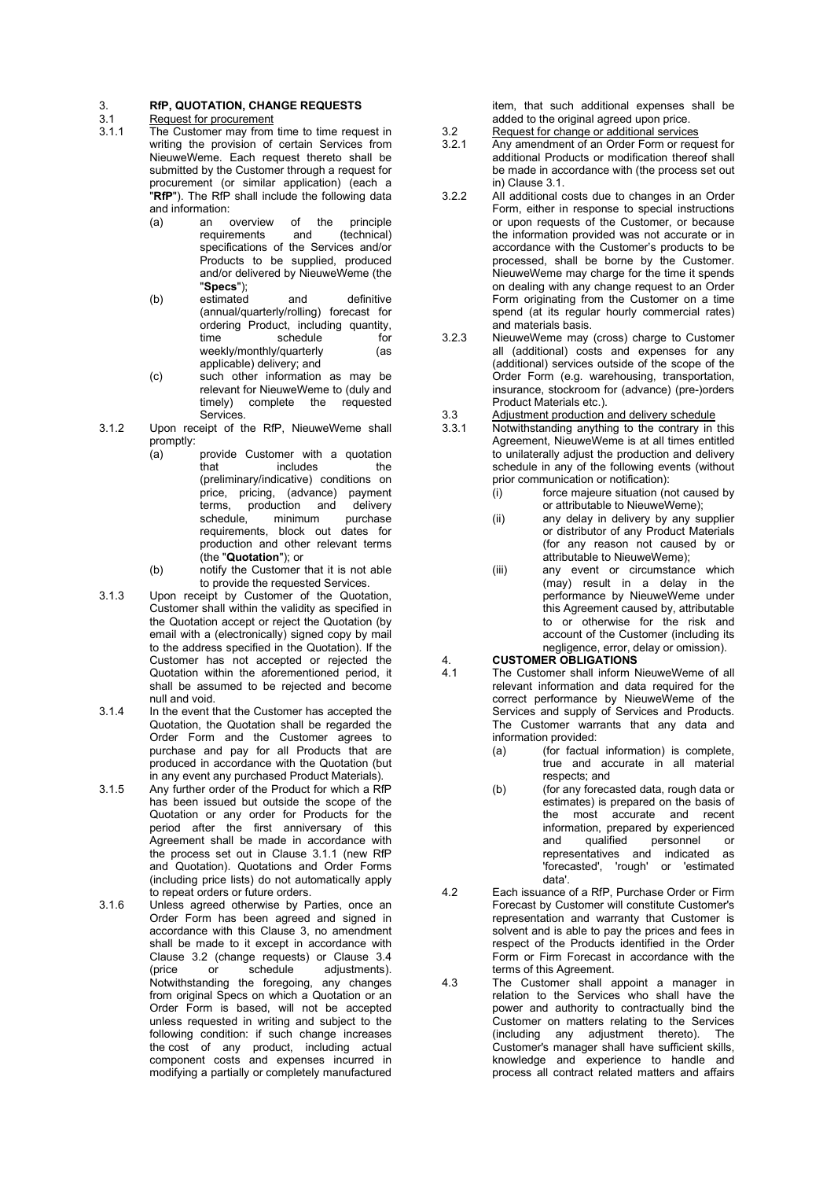## 3. RfP, QUOTATION, CHANGE REQUESTS

3.1 Request for procurement

3.1.1 The Customer may from time to time request in writing the provision of certain Services from NieuweWeme. Each request thereto shall be submitted by the Customer through a request for procurement (or similar application) (each a "**RfP**"). The RfP shall include the following data and information:

(a) an overview of the principle requirements and (technical) specifications of the Services and/or Products to be supplied, produced and/or delivered by NieuweWeme (the "**Specs**");

(b) estimated and definitive (annual/quarterly/rolling) forecast for ordering Product, including quantity, time schedule for weekly/monthly/quarterly (as applicable) delivery; and

(c) such other information as may be relevant for NieuweWeme to (duly and timely) complete the requested Services.

3.1.2 Upon receipt of the RfP, NieuweWeme shall promptly:

(a) provide Customer with a quotation that includes the (preliminary/indicative) conditions on price, pricing, (advance) payment terms, production and delivery schedule, minimum purchase requirements, block out dates for production and other relevant terms (the "**Quotation**"); or

(b) notify the Customer that it is not able to provide the requested Services.

3.1.3 Upon receipt by Customer of the Quotation, Customer shall within the validity as specified in the Quotation accept or reject the Quotation (by email with a (electronically) signed copy by mail to the address specified in the Quotation). If the Customer has not accepted or rejected the Quotation within the aforementioned period, it shall be assumed to be rejected and become null and void.

3.1.4 In the event that the Customer has accepted the Quotation, the Quotation shall be regarded the Order Form and the Customer agrees to purchase and pay for all Products that are produced in accordance with the Quotation (but in any event any purchased Product Materials).

3.1.5 Any further order of the Product for which a RfP has been issued but outside the scope of the Quotation or any order for Products for the period after the first anniversary of this Agreement shall be made in accordance with the process set out in Clause 3.1.1 (new RfP and Quotation). Quotations and Order Forms (including price lists) do not automatically apply to repeat orders or future orders.

3.1.6 Unless agreed otherwise by Parties, once an Order Form has been agreed and signed in accordance with this Clause 3, no amendment shall be made to it except in accordance with Clause 3.2 (change requests) or Clause 3.4 (price or schedule adjustments). Notwithstanding the foregoing, any changes from original Specs on which a Quotation or an Order Form is based, will not be accepted unless requested in writing and subject to the following condition: if such change increases the cost of any product, including actual component costs and expenses incurred in modifying a partially or completely manufactured item, that such additional expenses shall be added to the original agreed upon price.

3.2 Request for change or additional services

3.2.1 Any amendment of an Order Form or request for additional Products or modification thereof shall be made in accordance with (the process set out in) Clause 3.1.

3.2.2 All additional costs due to changes in an Order Form, either in response to special instructions or upon requests of the Customer, or because the information provided was not accurate or in accordance with the Customer's products to be processed, shall be borne by the Customer. NieuweWeme may charge for the time it spends on dealing with any change request to an Order Form originating from the Customer on a time spend (at its regular hourly commercial rates) and materials basis.

3.2.3 NieuweWeme may (cross) charge to Customer all (additional) costs and expenses for any (additional) services outside of the scope of the Order Form (e.g. warehousing, transportation, insurance, stockroom for (advance) (pre-)orders Product Materials etc.).

3.3 Adjustment production and delivery schedule

3.3.1 Notwithstanding anything to the contrary in this Agreement, NieuweWeme is at all times entitled to unilaterally adjust the production and delivery schedule in any of the following events (without prior communication or notification):

(i) force majeure situation (not caused by or attributable to NieuweWeme);

(ii) any delay in delivery by any supplier or distributor of any Product Materials (for any reason not caused by or attributable to NieuweWeme);

(iii) any event or circumstance which (may) result in a delay in the performance by NieuweWeme under this Agreement caused by, attributable to or otherwise for the risk and account of the Customer (including its negligence, error, delay or omission).

## 4. CUSTOMER OBLIGATIONS

4.1 The Customer shall inform NieuweWeme of all relevant information and data required for the correct performance by NieuweWeme of the Services and supply of Services and Products. The Customer warrants that any data and information provided:

(a) (for factual information) is complete, true and accurate in all material respects; and

(b) (for any forecasted data, rough data or estimates) is prepared on the basis of the most accurate and recent information, prepared by experienced and qualified personnel or representatives and indicated as 'forecasted', 'rough' or 'estimated data'.

4.2 Each issuance of a RfP, Purchase Order or Firm Forecast by Customer will constitute Customer's representation and warranty that Customer is solvent and is able to pay the prices and fees in respect of the Products identified in the Order Form or Firm Forecast in accordance with the terms of this Agreement.

4.3 The Customer shall appoint a manager in relation to the Services who shall have the power and authority to contractually bind the Customer on matters relating to the Services (including any adjustment thereto). The Customer's manager shall have sufficient skills, knowledge and experience to handle and process all contract related matters and affairs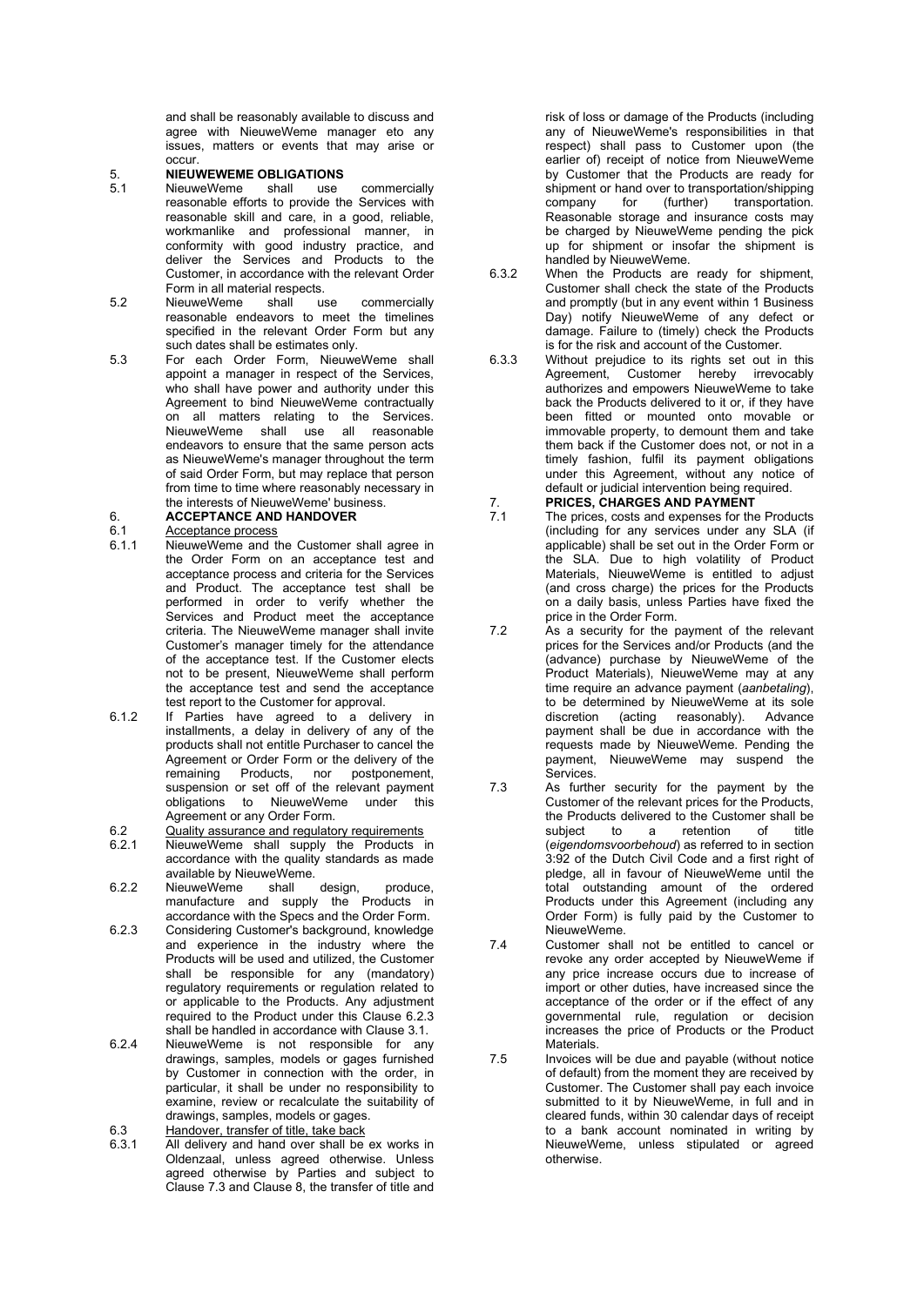and shall be reasonably available to discuss and agree with NieuweWeme manager eto any issues, matters or events that may arise or occur.

## 5. NIEUWEWEME OBLIGATIONS

5.1 NieuweWeme shall use commercially reasonable efforts to provide the Services with reasonable skill and care, in a good, reliable, workmanlike and professional manner, in conformity with good industry practice, and deliver the Services and Products to the Customer, in accordance with the relevant Order Form in all material respects.

5.2 NieuweWeme shall use commercially reasonable endeavors to meet the timelines specified in the relevant Order Form but any such dates shall be estimates only.

5.3 For each Order Form, NieuweWeme shall appoint a manager in respect of the Services, who shall have power and authority under this Agreement to bind NieuweWeme contractually on all matters relating to the Services. NieuweWeme shall use all reasonable endeavors to ensure that the same person acts as NieuweWeme's manager throughout the term of said Order Form, but may replace that person from time to time where reasonably necessary in the interests of NieuweWeme' business.

## 6. ACCEPTANCE AND HANDOVER

6.1 Acceptance process

6.1.1 NieuweWeme and the Customer shall agree in the Order Form on an acceptance test and acceptance process and criteria for the Services and Product. The acceptance test shall be performed in order to verify whether the Services and Product meet the acceptance criteria. The NieuweWeme manager shall invite Customer's manager timely for the attendance of the acceptance test. If the Customer elects not to be present, NieuweWeme shall perform the acceptance test and send the acceptance test report to the Customer for approval.

6.1.2 If Parties have agreed to a delivery in installments, a delay in delivery of any of the products shall not entitle Purchaser to cancel the Agreement or Order Form or the delivery of the remaining Products, nor postponement, suspension or set off of the relevant payment obligations to NieuweWeme under this Agreement or any Order Form.

6.2 Quality assurance and regulatory requirements

6.2.1 NieuweWeme shall supply the Products in accordance with the quality standards as made available by NieuweWeme.

6.2.2 NieuweWeme shall design, produce, manufacture and supply the Products in accordance with the Specs and the Order Form.

6.2.3 Considering Customer's background, knowledge and experience in the industry where the Products will be used and utilized, the Customer shall be responsible for any (mandatory) regulatory requirements or regulation related to or applicable to the Products. Any adjustment required to the Product under this Clause 6.2.3 shall be handled in accordance with Clause 3.1.

6.2.4 NieuweWeme is not responsible for any drawings, samples, models or gages furnished by Customer in connection with the order, in particular, it shall be under no responsibility to examine, review or recalculate the suitability of drawings, samples, models or gages.

6.3 Handover, transfer of title, take back

6.3.1 All delivery and hand over shall be ex works in Oldenzaal, unless agreed otherwise. Unless agreed otherwise by Parties and subject to Clause 7.3 and Clause 8, the transfer of title and risk of loss or damage of the Products (including any of NieuweWeme's responsibilities in that respect) shall pass to Customer upon (the earlier of) receipt of notice from NieuweWeme by Customer that the Products are ready for shipment or hand over to transportation/shipping company for (further) transportation. Reasonable storage and insurance costs may be charged by NieuweWeme pending the pick up for shipment or insofar the shipment is handled by NieuweWeme.

6.3.2 When the Products are ready for shipment, Customer shall check the state of the Products and promptly (but in any event within 1 Business Day) notify NieuweWeme of any defect or damage. Failure to (timely) check the Products is for the risk and account of the Customer.

6.3.3 Without prejudice to its rights set out in this Agreement, Customer hereby irrevocably authorizes and empowers NieuweWeme to take back the Products delivered to it or, if they have been fitted or mounted onto movable or immovable property, to demount them and take them back if the Customer does not, or not in a timely fashion, fulfil its payment obligations under this Agreement, without any notice of default or judicial intervention being required.

## 7. PRICES, CHARGES AND PAYMENT

7.1 The prices, costs and expenses for the Products (including for any services under any SLA (if applicable) shall be set out in the Order Form or the SLA. Due to high volatility of Product Materials, NieuweWeme is entitled to adjust (and cross charge) the prices for the Products on a daily basis, unless Parties have fixed the price in the Order Form.

7.2 As a security for the payment of the relevant prices for the Services and/or Products (and the (advance) purchase by NieuweWeme of the Product Materials), NieuweWeme may at any time require an advance payment (*aanbetaling*), to be determined by NieuweWeme at its sole discretion (acting reasonably). Advance payment shall be due in accordance with the requests made by NieuweWeme. Pending the payment, NieuweWeme may suspend the Services.

7.3 As further security for the payment by the Customer of the relevant prices for the Products, the Products delivered to the Customer shall be subject to a retention of title (*eigendomsvoorbehoud*) as referred to in section 3:92 of the Dutch Civil Code and a first right of pledge, all in favour of NieuweWeme until the total outstanding amount of the ordered Products under this Agreement (including any Order Form) is fully paid by the Customer to NieuweWeme.

7.4 Customer shall not be entitled to cancel or revoke any order accepted by NieuweWeme if any price increase occurs due to increase of import or other duties, have increased since the acceptance of the order or if the effect of any governmental rule, regulation or decision increases the price of Products or the Product Materials.

7.5 Invoices will be due and payable (without notice of default) from the moment they are received by Customer. The Customer shall pay each invoice submitted to it by NieuweWeme, in full and in cleared funds, within 30 calendar days of receipt to a bank account nominated in writing by NieuweWeme, unless stipulated or agreed otherwise.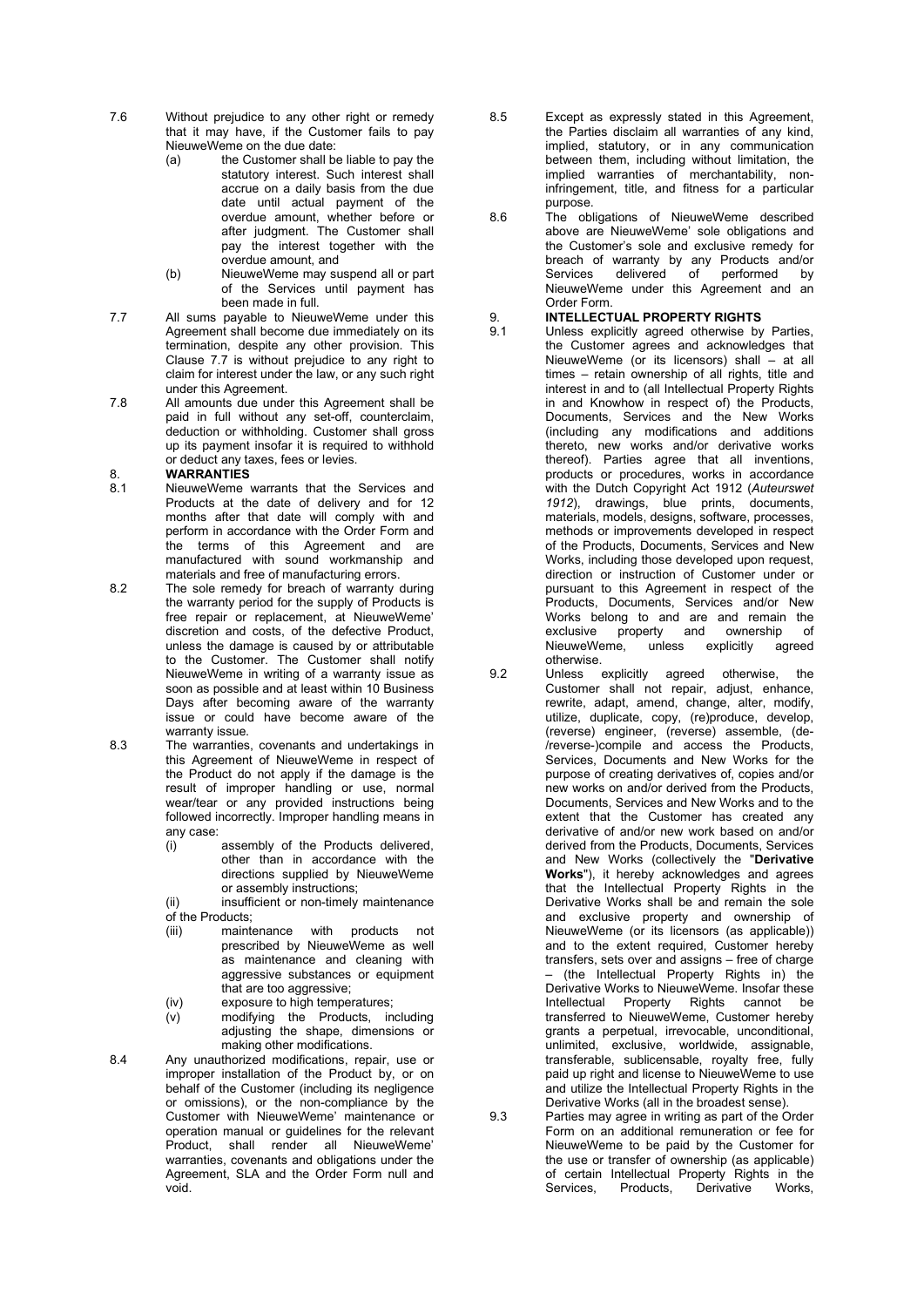7.6 Without prejudice to any other right or remedy that it may have, if the Customer fails to pay NieuweWeme on the due date:

(a) the Customer shall be liable to pay the statutory interest. Such interest shall accrue on a daily basis from the due date until actual payment of the overdue amount, whether before or after judgment. The Customer shall pay the interest together with the overdue amount, and

(b) NieuweWeme may suspend all or part of the Services until payment has been made in full.

7.7 All sums payable to NieuweWeme under this Agreement shall become due immediately on its termination, despite any other provision. This Clause 7.7 is without prejudice to any right to claim for interest under the law, or any such right under this Agreement.

7.8 All amounts due under this Agreement shall be paid in full without any set-off, counterclaim, deduction or withholding. Customer shall gross up its payment insofar it is required to withhold or deduct any taxes, fees or levies.

## 8. WARRANTIES

8.1 NieuweWeme warrants that the Services and Products at the date of delivery and for 12 months after that date will comply with and perform in accordance with the Order Form and the terms of this Agreement and are manufactured with sound workmanship and materials and free of manufacturing errors.

8.2 The sole remedy for breach of warranty during the warranty period for the supply of Products is free repair or replacement, at NieuweWeme' discretion and costs, of the defective Product, unless the damage is caused by or attributable to the Customer. The Customer shall notify NieuweWeme in writing of a warranty issue as soon as possible and at least within 10 Business Days after becoming aware of the warranty issue or could have become aware of the warranty issue.

8.3 The warranties, covenants and undertakings in this Agreement of NieuweWeme in respect of the Product do not apply if the damage is the result of improper handling or use, normal wear/tear or any provided instructions being followed incorrectly. Improper handling means in any case:

(i) assembly of the Products delivered, other than in accordance with the directions supplied by NieuweWeme or assembly instructions;

(ii) insufficient or non-timely maintenance of the Products;

(iii) maintenance with products not prescribed by NieuweWeme as well as maintenance and cleaning with aggressive substances or equipment that are too aggressive;

(iv) exposure to high temperatures;

(v) modifying the Products, including adjusting the shape, dimensions or making other modifications.

8.4 Any unauthorized modifications, repair, use or improper installation of the Product by, or on behalf of the Customer (including its negligence or omissions), or the non-compliance by the Customer with NieuweWeme' maintenance or operation manual or guidelines for the relevant Product, shall render all NieuweWeme' warranties, covenants and obligations under the Agreement, SLA and the Order Form null and void.

8.5 Except as expressly stated in this Agreement, the Parties disclaim all warranties of any kind, implied, statutory, or in any communication between them, including without limitation, the implied warranties of merchantability, non-infringement, title, and fitness for a particular purpose.

8.6 The obligations of NieuweWeme described above are NieuweWeme' sole obligations and the Customer's sole and exclusive remedy for breach of warranty by any Products and/or Services delivered of performed by NieuweWeme under this Agreement and an Order Form.

## 9. INTELLECTUAL PROPERTY RIGHTS

9.1 Unless explicitly agreed otherwise by Parties, the Customer agrees and acknowledges that NieuweWeme (or its licensors) shall – at all times – retain ownership of all rights, title and interest in and to (all Intellectual Property Rights in and Knowhow in respect of) the Products, Documents, Services and the New Works (including any modifications and additions thereto, new works and/or derivative works thereof). Parties agree that all inventions, products or procedures, works in accordance with the Dutch Copyright Act 1912 (*Auteurswet 1912*), drawings, blue prints, documents, materials, models, designs, software, processes, methods or improvements developed in respect of the Products, Documents, Services and New Works, including those developed upon request, direction or instruction of Customer under or pursuant to this Agreement in respect of the Products, Documents, Services and/or New Works belong to and are and remain the exclusive property and ownership of NieuweWeme, unless explicitly agreed otherwise.

9.2 Unless explicitly agreed otherwise, the Customer shall not repair, adjust, enhance, rewrite, adapt, amend, change, alter, modify, utilize, duplicate, copy, (re)produce, develop, (reverse) engineer, (reverse) assemble, (de-/reverse-)compile and access the Products, Services, Documents and New Works for the purpose of creating derivatives of, copies and/or new works on and/or derived from the Products, Documents, Services and New Works and to the extent that the Customer has created any derivative of and/or new work based on and/or derived from the Products, Documents, Services and New Works (collectively the "**Derivative Works**"), it hereby acknowledges and agrees that the Intellectual Property Rights in the Derivative Works shall be and remain the sole and exclusive property and ownership of NieuweWeme (or its licensors (as applicable)) and to the extent required, Customer hereby transfers, sets over and assigns – free of charge – (the Intellectual Property Rights in) the Derivative Works to NieuweWeme. Insofar these Intellectual Property Rights cannot be transferred to NieuweWeme, Customer hereby grants a perpetual, irrevocable, unconditional, unlimited, exclusive, worldwide, assignable, transferable, sublicensable, royalty free, fully paid up right and license to NieuweWeme to use and utilize the Intellectual Property Rights in the Derivative Works (all in the broadest sense).

9.3 Parties may agree in writing as part of the Order Form on an additional remuneration or fee for NieuweWeme to be paid by the Customer for the use or transfer of ownership (as applicable) of certain Intellectual Property Rights in the Services, Products, Derivative Works,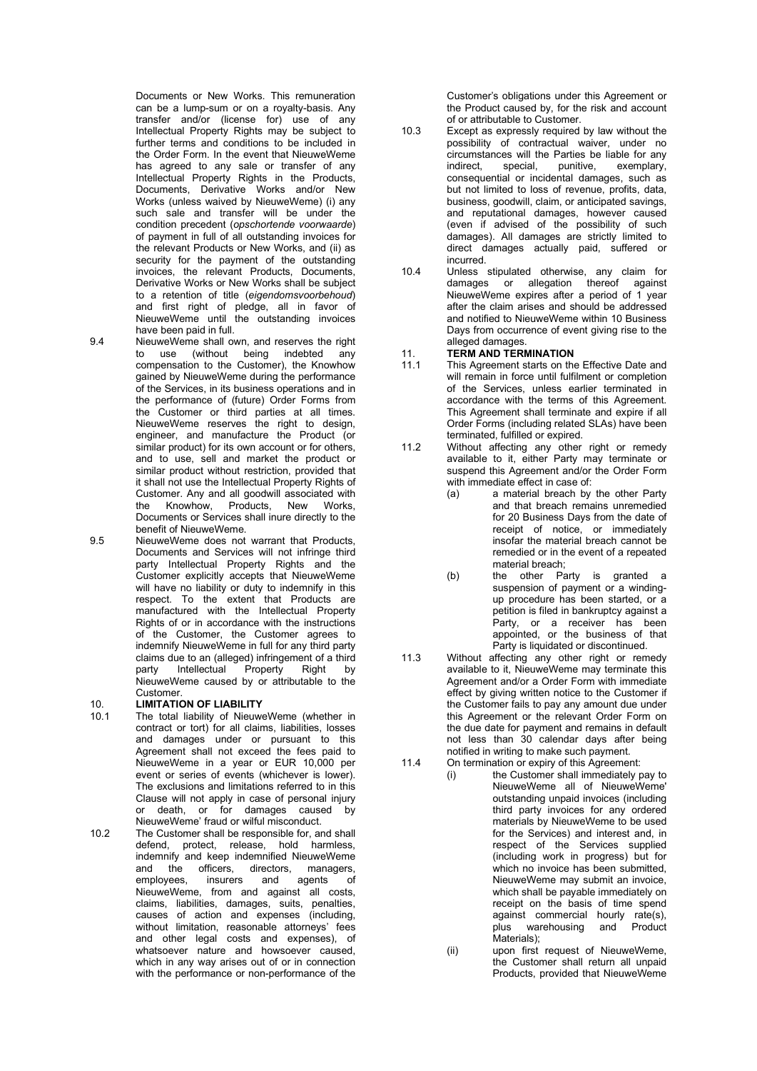Documents or New Works. This remuneration can be a lump-sum or on a royalty-basis. Any transfer and/or (license for) use of any Intellectual Property Rights may be subject to further terms and conditions to be included in the Order Form. In the event that NieuweWeme has agreed to any sale or transfer of any Intellectual Property Rights in the Products, Documents, Derivative Works and/or New Works (unless waived by NieuweWeme) (i) any such sale and transfer will be under the condition precedent (*opschortende voorwaarde*) of payment in full of all outstanding invoices for the relevant Products or New Works, and (ii) as security for the payment of the outstanding invoices, the relevant Products, Documents, Derivative Works or New Works shall be subject to a retention of title (*eigendomsvoorbehoud*) and first right of pledge, all in favor of NieuweWeme until the outstanding invoices have been paid in full.

9.4 NieuweWeme shall own, and reserves the right to use (without being indebted any compensation to the Customer), the Knowhow gained by NieuweWeme during the performance of the Services, in its business operations and in the performance of (future) Order Forms from the Customer or third parties at all times. NieuweWeme reserves the right to design, engineer, and manufacture the Product (or similar product) for its own account or for others, and to use, sell and market the product or similar product without restriction, provided that it shall not use the Intellectual Property Rights of Customer. Any and all goodwill associated with the Knowhow, Products, New Works, Documents or Services shall inure directly to the benefit of NieuweWeme.

9.5 NieuweWeme does not warrant that Products, Documents and Services will not infringe third party Intellectual Property Rights and the Customer explicitly accepts that NieuweWeme will have no liability or duty to indemnify in this respect. To the extent that Products are manufactured with the Intellectual Property Rights of or in accordance with the instructions of the Customer, the Customer agrees to indemnify NieuweWeme in full for any third party claims due to an (alleged) infringement of a third party Intellectual Property Right by NieuweWeme caused by or attributable to the Customer.

## 10. LIMITATION OF LIABILITY

10.1 The total liability of NieuweWeme (whether in contract or tort) for all claims, liabilities, losses and damages under or pursuant to this Agreement shall not exceed the fees paid to NieuweWeme in a year or EUR 10,000 per event or series of events (whichever is lower). The exclusions and limitations referred to in this Clause will not apply in case of personal injury or death, or for damages caused by NieuweWeme' fraud or wilful misconduct.

10.2 The Customer shall be responsible for, and shall defend, protect, release, hold harmless, indemnify and keep indemnified NieuweWeme and the officers, directors, managers, employees, insurers and agents of NieuweWeme, from and against all costs, claims, liabilities, damages, suits, penalties, causes of action and expenses (including, without limitation, reasonable attorneys' fees and other legal costs and expenses), of whatsoever nature and howsoever caused, which in any way arises out of or in connection with the performance or non-performance of the Customer's obligations under this Agreement or the Product caused by, for the risk and account of or attributable to Customer.

10.3 Except as expressly required by law without the possibility of contractual waiver, under no circumstances will the Parties be liable for any indirect, special, punitive, exemplary, consequential or incidental damages, such as but not limited to loss of revenue, profits, data, business, goodwill, claim, or anticipated savings, and reputational damages, however caused (even if advised of the possibility of such damages). All damages are strictly limited to direct damages actually paid, suffered or incurred.

10.4 Unless stipulated otherwise, any claim for damages or allegation thereof against NieuweWeme expires after a period of 1 year after the claim arises and should be addressed and notified to NieuweWeme within 10 Business Days from occurrence of event giving rise to the alleged damages.

## 11. TERM AND TERMINATION

11.1 This Agreement starts on the Effective Date and will remain in force until fulfilment or completion of the Services, unless earlier terminated in accordance with the terms of this Agreement. This Agreement shall terminate and expire if all Order Forms (including related SLAs) have been terminated, fulfilled or expired.

11.2 Without affecting any other right or remedy available to it, either Party may terminate or suspend this Agreement and/or the Order Form with immediate effect in case of:

(a) a material breach by the other Party and that breach remains unremedied for 20 Business Days from the date of receipt of notice, or immediately insofar the material breach cannot be remedied or in the event of a repeated material breach;

(b) the other Party is granted a suspension of payment or a winding-up procedure has been started, or a petition is filed in bankruptcy against a Party, or a receiver has been appointed, or the business of that Party is liquidated or discontinued.

11.3 Without affecting any other right or remedy available to it, NieuweWeme may terminate this Agreement and/or a Order Form with immediate effect by giving written notice to the Customer if the Customer fails to pay any amount due under this Agreement or the relevant Order Form on the due date for payment and remains in default not less than 30 calendar days after being notified in writing to make such payment.

11.4 On termination or expiry of this Agreement:

(i) the Customer shall immediately pay to NieuweWeme all of NieuweWeme' outstanding unpaid invoices (including third party invoices for any ordered materials by NieuweWeme to be used for the Services) and interest and, in respect of the Services supplied (including work in progress) but for which no invoice has been submitted, NieuweWeme may submit an invoice, which shall be payable immediately on receipt on the basis of time spend against commercial hourly rate(s), plus warehousing and Product Materials);

(ii) upon first request of NieuweWeme, the Customer shall return all unpaid Products, provided that NieuweWeme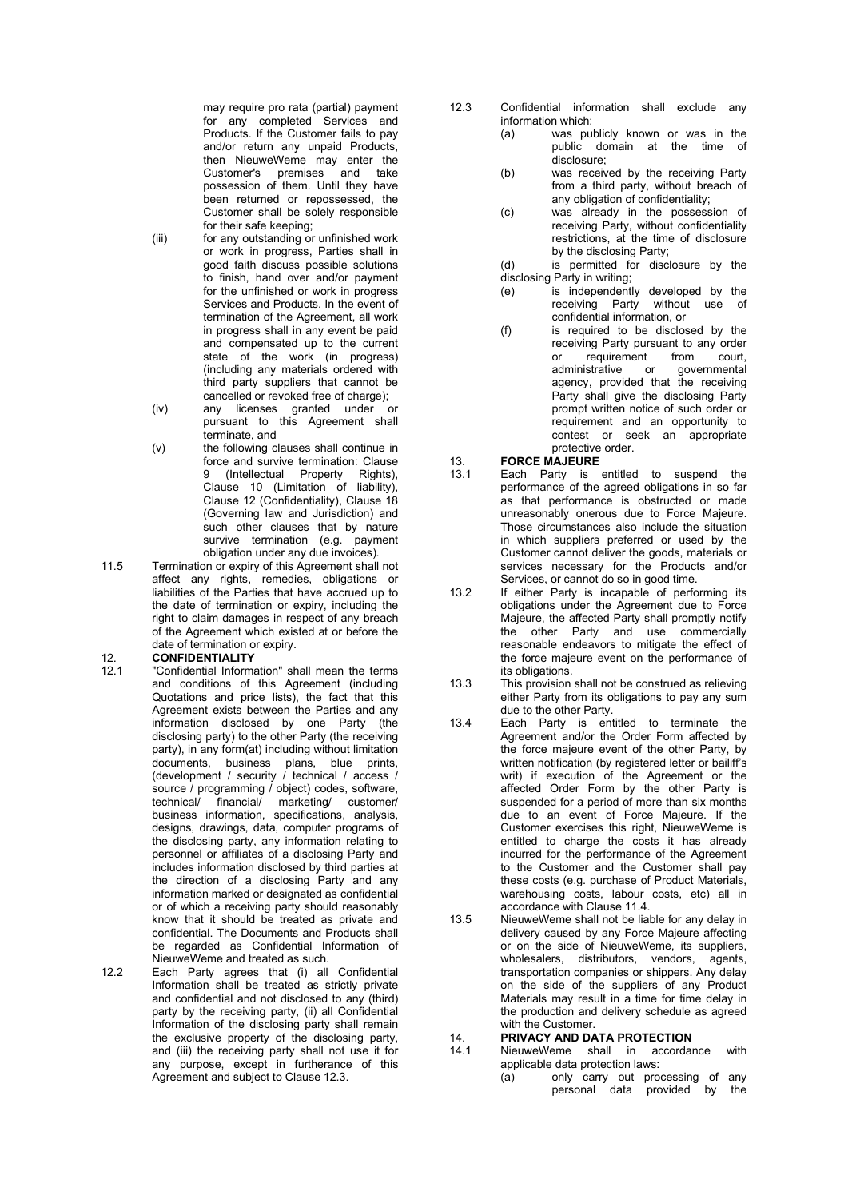may require pro rata (partial) payment for any completed Services and Products. If the Customer fails to pay and/or return any unpaid Products, then NieuweWeme may enter the Customer's premises and take possession of them. Until they have been returned or repossessed, the Customer shall be solely responsible for their safe keeping;

(iii) for any outstanding or unfinished work or work in progress, Parties shall in good faith discuss possible solutions to finish, hand over and/or payment for the unfinished or work in progress Services and Products. In the event of termination of the Agreement, all work in progress shall in any event be paid and compensated up to the current state of the work (in progress) (including any materials ordered with third party suppliers that cannot be cancelled or revoked free of charge);

(iv) any licenses granted under or pursuant to this Agreement shall terminate, and

(v) the following clauses shall continue in force and survive termination: Clause 9 (Intellectual Property Rights), Clause 10 (Limitation of liability), Clause 12 (Confidentiality), Clause 18 (Governing law and Jurisdiction) and such other clauses that by nature survive termination (e.g. payment obligation under any due invoices).

11.5 Termination or expiry of this Agreement shall not affect any rights, remedies, obligations or liabilities of the Parties that have accrued up to the date of termination or expiry, including the right to claim damages in respect of any breach of the Agreement which existed at or before the date of termination or expiry.

## 12. CONFIDENTIALITY

12.1 "Confidential Information" shall mean the terms and conditions of this Agreement (including Quotations and price lists), the fact that this Agreement exists between the Parties and any information disclosed by one Party (the disclosing party) to the other Party (the receiving party), in any form(at) including without limitation documents, business plans, blue prints, (development / security / technical / access / source / programming / object) codes, software, technical/ financial/ marketing/ customer/ business information, specifications, analysis, designs, drawings, data, computer programs of the disclosing party, any information relating to personnel or affiliates of a disclosing Party and includes information disclosed by third parties at the direction of a disclosing Party and any information marked or designated as confidential or of which a receiving party should reasonably know that it should be treated as private and confidential. The Documents and Products shall be regarded as Confidential Information of NieuweWeme and treated as such.

12.2 Each Party agrees that (i) all Confidential Information shall be treated as strictly private and confidential and not disclosed to any (third) party by the receiving party, (ii) all Confidential Information of the disclosing party shall remain the exclusive property of the disclosing party, and (iii) the receiving party shall not use it for any purpose, except in furtherance of this Agreement and subject to Clause 12.3.

12.3 Confidential information shall exclude any information which:

(a) was publicly known or was in the public domain at the time of disclosure;

(b) was received by the receiving Party from a third party, without breach of any obligation of confidentiality;

(c) was already in the possession of receiving Party, without confidentiality restrictions, at the time of disclosure by the disclosing Party;

(d) is permitted for disclosure by the disclosing Party in writing;

(e) is independently developed by the receiving Party without use of confidential information, or

(f) is required to be disclosed by the receiving Party pursuant to any order or requirement from court, administrative or governmental agency, provided that the receiving Party shall give the disclosing Party prompt written notice of such order or requirement and an opportunity to contest or seek an appropriate protective order.

## 13. FORCE MAJEURE

13.1 Each Party is entitled to suspend the performance of the agreed obligations in so far as that performance is obstructed or made unreasonably onerous due to Force Majeure. Those circumstances also include the situation in which suppliers preferred or used by the Customer cannot deliver the goods, materials or services necessary for the Products and/or Services, or cannot do so in good time.

13.2 If either Party is incapable of performing its obligations under the Agreement due to Force Majeure, the affected Party shall promptly notify the other Party and use commercially reasonable endeavors to mitigate the effect of the force majeure event on the performance of its obligations.

13.3 This provision shall not be construed as relieving either Party from its obligations to pay any sum due to the other Party.

13.4 Each Party is entitled to terminate the Agreement and/or the Order Form affected by the force majeure event of the other Party, by written notification (by registered letter or bailiff's writ) if execution of the Agreement or the affected Order Form by the other Party is suspended for a period of more than six months due to an event of Force Majeure. If the Customer exercises this right, NieuweWeme is entitled to charge the costs it has already incurred for the performance of the Agreement to the Customer and the Customer shall pay these costs (e.g. purchase of Product Materials, warehousing costs, labour costs, etc) all in accordance with Clause 11.4.

13.5 NieuweWeme shall not be liable for any delay in delivery caused by any Force Majeure affecting or on the side of NieuweWeme, its suppliers, wholesalers, distributors, vendors, agents, transportation companies or shippers. Any delay on the side of the suppliers of any Product Materials may result in a time for time delay in the production and delivery schedule as agreed with the Customer.

## 14. PRIVACY AND DATA PROTECTION

14.1 NieuweWeme shall in accordance with applicable data protection laws:

(a) only carry out processing of any personal data provided by the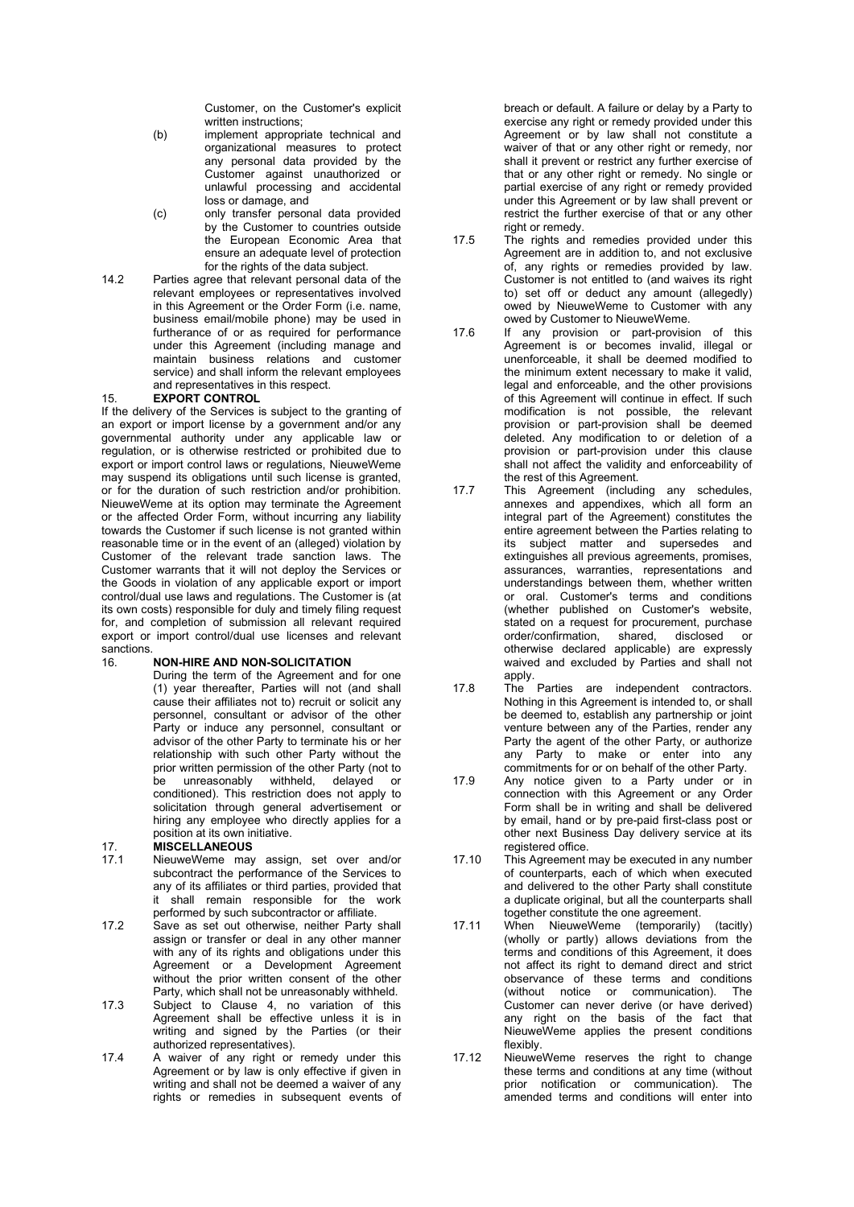Customer, on the Customer's explicit written instructions;

(b) implement appropriate technical and organizational measures to protect any personal data provided by the Customer against unauthorized or unlawful processing and accidental loss or damage, and

(c) only transfer personal data provided by the Customer to countries outside the European Economic Area that ensure an adequate level of protection for the rights of the data subject.

14.2 Parties agree that relevant personal data of the relevant employees or representatives involved in this Agreement or the Order Form (i.e. name, business email/mobile phone) may be used in furtherance of or as required for performance under this Agreement (including manage and maintain business relations and customer service) and shall inform the relevant employees and representatives in this respect.

## 15. EXPORT CONTROL

If the delivery of the Services is subject to the granting of an export or import license by a government and/or any governmental authority under any applicable law or regulation, or is otherwise restricted or prohibited due to export or import control laws or regulations, NieuweWeme may suspend its obligations until such license is granted, or for the duration of such restriction and/or prohibition. NieuweWeme at its option may terminate the Agreement or the affected Order Form, without incurring any liability towards the Customer if such license is not granted within reasonable time or in the event of an (alleged) violation by Customer of the relevant trade sanction laws. The Customer warrants that it will not deploy the Services or the Goods in violation of any applicable export or import control/dual use laws and regulations. The Customer is (at its own costs) responsible for duly and timely filing request for, and completion of submission all relevant required export or import control/dual use licenses and relevant sanctions.

## 16. NON-HIRE AND NON-SOLICITATION

During the term of the Agreement and for one (1) year thereafter, Parties will not (and shall cause their affiliates not to) recruit or solicit any personnel, consultant or advisor of the other Party or induce any personnel, consultant or advisor of the other Party to terminate his or her relationship with such other Party without the prior written permission of the other Party (not to be unreasonably withheld, delayed or conditioned). This restriction does not apply to solicitation through general advertisement or hiring any employee who directly applies for a position at its own initiative.

## 17. MISCELLANEOUS

17.1 NieuweWeme may assign, set over and/or subcontract the performance of the Services to any of its affiliates or third parties, provided that it shall remain responsible for the work performed by such subcontractor or affiliate.

17.2 Save as set out otherwise, neither Party shall assign or transfer or deal in any other manner with any of its rights and obligations under this Agreement or a Development Agreement without the prior written consent of the other Party, which shall not be unreasonably withheld.

17.3 Subject to Clause 4, no variation of this Agreement shall be effective unless it is in writing and signed by the Parties (or their authorized representatives).

17.4 A waiver of any right or remedy under this Agreement or by law is only effective if given in writing and shall not be deemed a waiver of any rights or remedies in subsequent events of breach or default. A failure or delay by a Party to exercise any right or remedy provided under this Agreement or by law shall not constitute a waiver of that or any other right or remedy, nor shall it prevent or restrict any further exercise of that or any other right or remedy. No single or partial exercise of any right or remedy provided under this Agreement or by law shall prevent or restrict the further exercise of that or any other right or remedy.

17.5 The rights and remedies provided under this Agreement are in addition to, and not exclusive of, any rights or remedies provided by law. Customer is not entitled to (and waives its right to) set off or deduct any amount (allegedly) owed by NieuweWeme to Customer with any owed by Customer to NieuweWeme.

17.6 If any provision or part-provision of this Agreement is or becomes invalid, illegal or unenforceable, it shall be deemed modified to the minimum extent necessary to make it valid, legal and enforceable, and the other provisions of this Agreement will continue in effect. If such modification is not possible, the relevant provision or part-provision shall be deemed deleted. Any modification to or deletion of a provision or part-provision under this clause shall not affect the validity and enforceability of the rest of this Agreement.

17.7 This Agreement (including any schedules, annexes and appendixes, which all form an integral part of the Agreement) constitutes the entire agreement between the Parties relating to its subject matter and supersedes and extinguishes all previous agreements, promises, assurances, warranties, representations and understandings between them, whether written or oral. Customer's terms and conditions (whether published on Customer's website, stated on a request for procurement, purchase order/confirmation, shared, disclosed or otherwise declared applicable) are expressly waived and excluded by Parties and shall not apply.

17.8 The Parties are independent contractors. Nothing in this Agreement is intended to, or shall be deemed to, establish any partnership or joint venture between any of the Parties, render any Party the agent of the other Party, or authorize any Party to make or enter into any commitments for or on behalf of the other Party.

17.9 Any notice given to a Party under or in connection with this Agreement or any Order Form shall be in writing and shall be delivered by email, hand or by pre-paid first-class post or other next Business Day delivery service at its registered office.

17.10 This Agreement may be executed in any number of counterparts, each of which when executed and delivered to the other Party shall constitute a duplicate original, but all the counterparts shall together constitute the one agreement.

17.11 When NieuweWeme (temporarily) (tacitly) (wholly or partly) allows deviations from the terms and conditions of this Agreement, it does not affect its right to demand direct and strict observance of these terms and conditions (without notice or communication). The Customer can never derive (or have derived) any right on the basis of the fact that NieuweWeme applies the present conditions flexibly.

17.12 NieuweWeme reserves the right to change these terms and conditions at any time (without prior notification or communication). The amended terms and conditions will enter into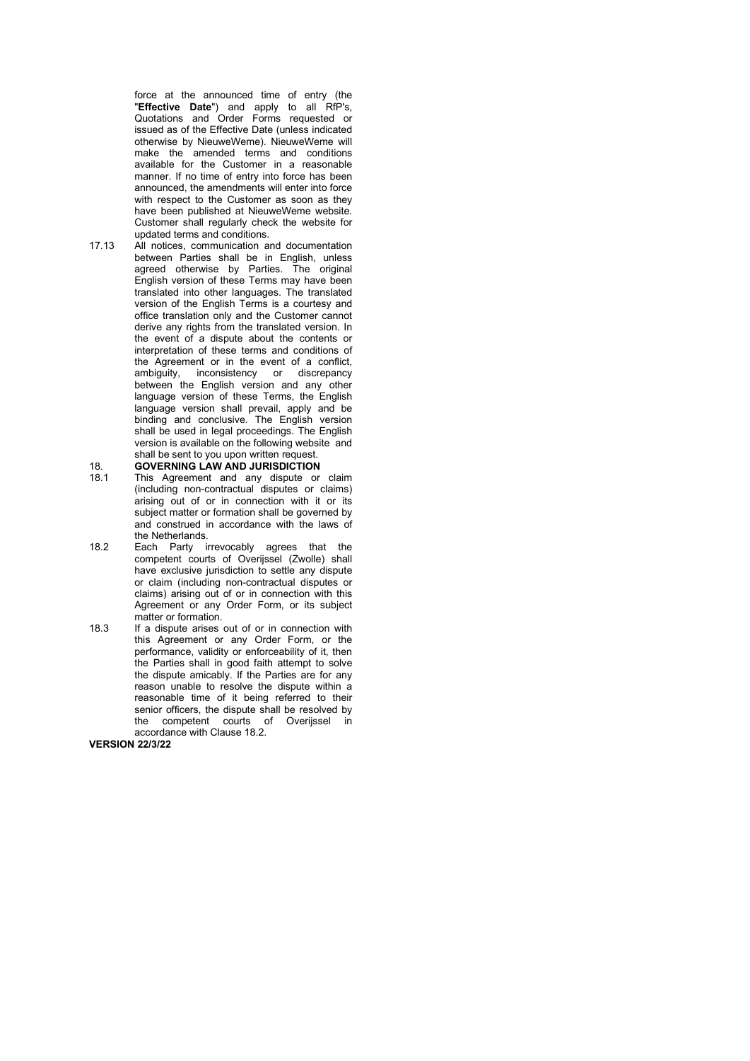force at the announced time of entry (the "**Effective Date**") and apply to all RfP's, Quotations and Order Forms requested or issued as of the Effective Date (unless indicated otherwise by NieuweWeme). NieuweWeme will make the amended terms and conditions available for the Customer in a reasonable manner. If no time of entry into force has been announced, the amendments will enter into force with respect to the Customer as soon as they have been published at NieuweWeme website. Customer shall regularly check the website for updated terms and conditions.

17.13 All notices, communication and documentation between Parties shall be in English, unless agreed otherwise by Parties. The original English version of these Terms may have been translated into other languages. The translated version of the English Terms is a courtesy and office translation only and the Customer cannot derive any rights from the translated version. In the event of a dispute about the contents or interpretation of these terms and conditions of the Agreement or in the event of a conflict, ambiguity, inconsistency or discrepancy between the English version and any other language version of these Terms, the English language version shall prevail, apply and be binding and conclusive. The English version shall be used in legal proceedings. The English version is available on the following website and shall be sent to you upon written request.

## 18. GOVERNING LAW AND JURISDICTION

18.1 This Agreement and any dispute or claim (including non-contractual disputes or claims) arising out of or in connection with it or its subject matter or formation shall be governed by and construed in accordance with the laws of the Netherlands.

18.2 Each Party irrevocably agrees that the competent courts of Overijssel (Zwolle) shall have exclusive jurisdiction to settle any dispute or claim (including non-contractual disputes or claims) arising out of or in connection with this Agreement or any Order Form, or its subject matter or formation.

18.3 If a dispute arises out of or in connection with this Agreement or any Order Form, or the performance, validity or enforceability of it, then the Parties shall in good faith attempt to solve the dispute amicably. If the Parties are for any reason unable to resolve the dispute within a reasonable time of it being referred to their senior officers, the dispute shall be resolved by the competent courts of Overijssel in accordance with Clause 18.2.

**VERSION 22/3/22**